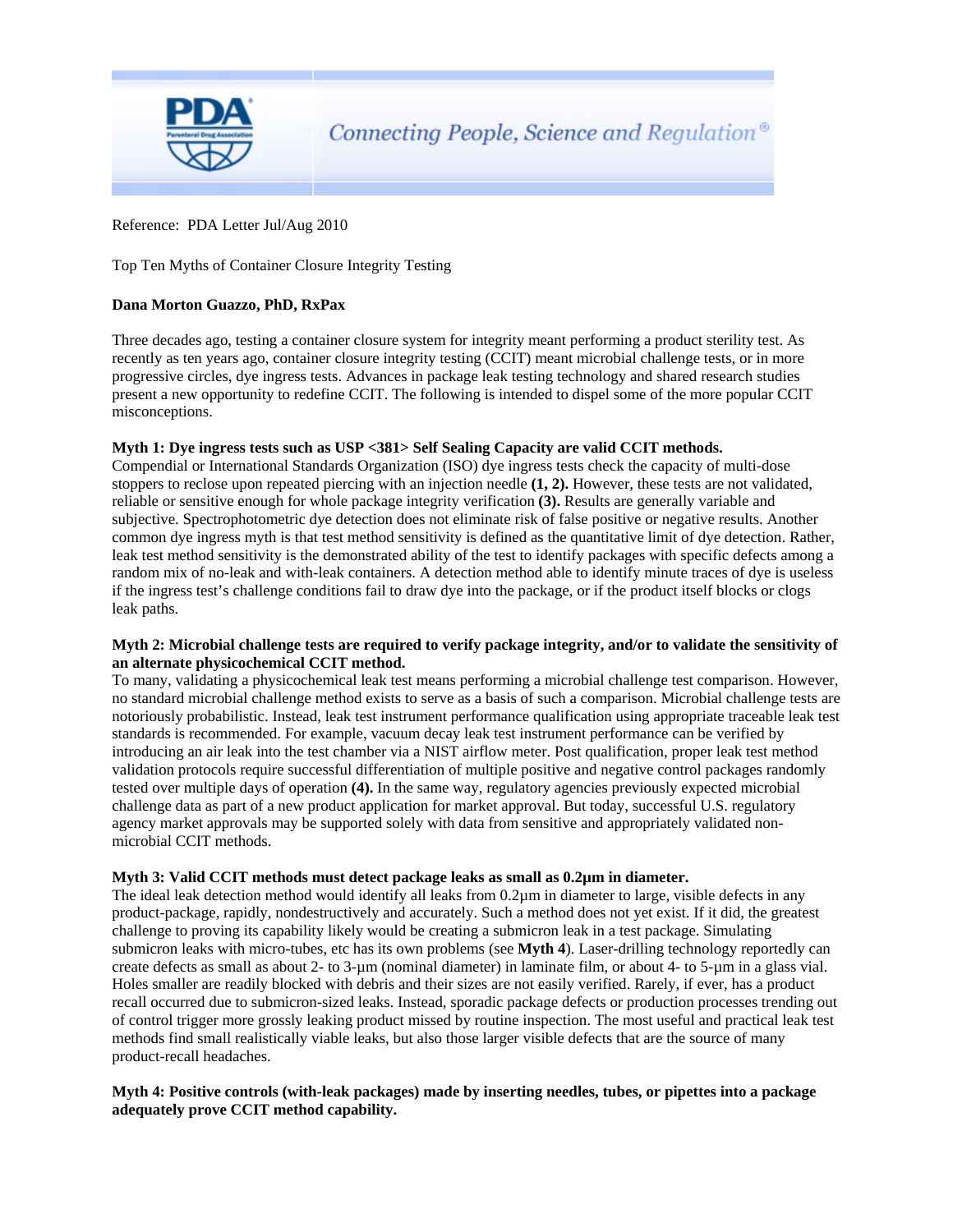Reference: PDA Letter Jul/Aug 2010

# Top Ten Myths of Container Closure Integrity Testing

**Dana Morton Guazzo, PhD, RxPax**

Three decades ago, testing a container closure system for integrity meant performing a product sterility test. As recently as ten years ago, container closure integrity testing (CCIT) meant microbial challenge tests, or in more progressive circles, dye ingress tests. Advances in package leak testing technology and shared research studies present a new opportunity to redefine CCIT. The following is intended to dispel some of the more popular CCIT misconceptions.

**Myth 1: Dye ingress tests such as USP <381> Self Sealing Capacity are valid CCIT methods.**
Compendial or International Standards Organization (ISO) dye ingress tests check the capacity of multi-dose stoppers to reclose upon repeated piercing with an injection needle **(1, 2).** However, these tests are not validated, reliable or sensitive enough for whole package integrity verification **(3).** Results are generally variable and subjective. Spectrophotometric dye detection does not eliminate risk of false positive or negative results. Another common dye ingress myth is that test method sensitivity is defined as the quantitative limit of dye detection. Rather, leak test method sensitivity is the demonstrated ability of the test to identify packages with specific defects among a random mix of no-leak and with-leak containers. A detection method able to identify minute traces of dye is useless if the ingress test's challenge conditions fail to draw dye into the package, or if the product itself blocks or clogs leak paths.

**Myth 2: Microbial challenge tests are required to verify package integrity, and/or to validate the sensitivity of an alternate physicochemical CCIT method.**
To many, validating a physicochemical leak test means performing a microbial challenge test comparison. However, no standard microbial challenge method exists to serve as a basis of such a comparison. Microbial challenge tests are notoriously probabilistic. Instead, leak test instrument performance qualification using appropriate traceable leak test standards is recommended. For example, vacuum decay leak test instrument performance can be verified by introducing an air leak into the test chamber via a NIST airflow meter. Post qualification, proper leak test method validation protocols require successful differentiation of multiple positive and negative control packages randomly tested over multiple days of operation **(4).** In the same way, regulatory agencies previously expected microbial challenge data as part of a new product application for market approval. But today, successful U.S. regulatory agency market approvals may be supported solely with data from sensitive and appropriately validated non-microbial CCIT methods.

**Myth 3: Valid CCIT methods must detect package leaks as small as 0.2µm in diameter.**
The ideal leak detection method would identify all leaks from 0.2µm in diameter to large, visible defects in any product-package, rapidly, nondestructively and accurately. Such a method does not yet exist. If it did, the greatest challenge to proving its capability likely would be creating a submicron leak in a test package. Simulating submicron leaks with micro-tubes, etc has its own problems (see **Myth 4**). Laser-drilling technology reportedly can create defects as small as about 2- to 3-µm (nominal diameter) in laminate film, or about 4- to 5-µm in a glass vial. Holes smaller are readily blocked with debris and their sizes are not easily verified. Rarely, if ever, has a product recall occurred due to submicron-sized leaks. Instead, sporadic package defects or production processes trending out of control trigger more grossly leaking product missed by routine inspection. The most useful and practical leak test methods find small realistically viable leaks, but also those larger visible defects that are the source of many product-recall headaches.

**Myth 4: Positive controls (with-leak packages) made by inserting needles, tubes, or pipettes into a package adequately prove CCIT method capability.**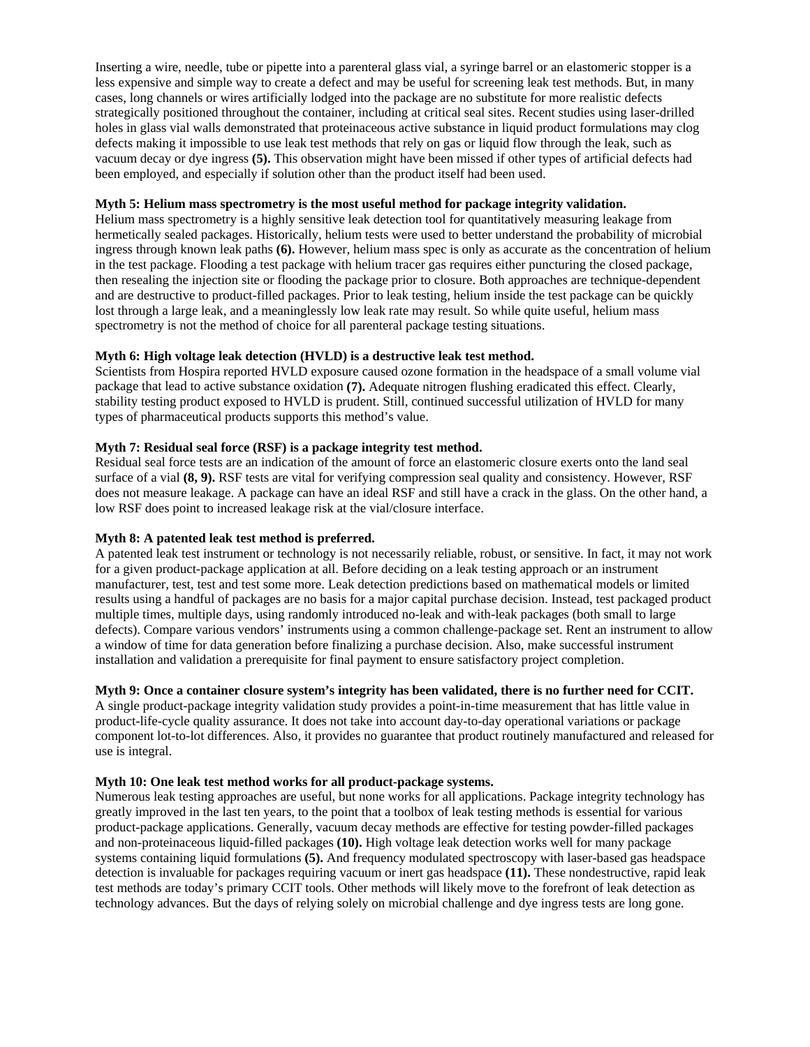Inserting a wire, needle, tube or pipette into a parenteral glass vial, a syringe barrel or an elastomeric stopper is a less expensive and simple way to create a defect and may be useful for screening leak test methods. But, in many cases, long channels or wires artificially lodged into the package are no substitute for more realistic defects strategically positioned throughout the container, including at critical seal sites. Recent studies using laser-drilled holes in glass vial walls demonstrated that proteinaceous active substance in liquid product formulations may clog defects making it impossible to use leak test methods that rely on gas or liquid flow through the leak, such as vacuum decay or dye ingress **(5).** This observation might have been missed if other types of artificial defects had been employed, and especially if solution other than the product itself had been used.

**Myth 5: Helium mass spectrometry is the most useful method for package integrity validation.**
Helium mass spectrometry is a highly sensitive leak detection tool for quantitatively measuring leakage from hermetically sealed packages. Historically, helium tests were used to better understand the probability of microbial ingress through known leak paths **(6).** However, helium mass spec is only as accurate as the concentration of helium in the test package. Flooding a test package with helium tracer gas requires either puncturing the closed package, then resealing the injection site or flooding the package prior to closure. Both approaches are technique-dependent and are destructive to product-filled packages. Prior to leak testing, helium inside the test package can be quickly lost through a large leak, and a meaninglessly low leak rate may result. So while quite useful, helium mass spectrometry is not the method of choice for all parenteral package testing situations.

**Myth 6: High voltage leak detection (HVLD) is a destructive leak test method.**
Scientists from Hospira reported HVLD exposure caused ozone formation in the headspace of a small volume vial package that lead to active substance oxidation **(7).** Adequate nitrogen flushing eradicated this effect. Clearly, stability testing product exposed to HVLD is prudent. Still, continued successful utilization of HVLD for many types of pharmaceutical products supports this method's value.

**Myth 7: Residual seal force (RSF) is a package integrity test method.**
Residual seal force tests are an indication of the amount of force an elastomeric closure exerts onto the land seal surface of a vial **(8, 9).** RSF tests are vital for verifying compression seal quality and consistency. However, RSF does not measure leakage. A package can have an ideal RSF and still have a crack in the glass. On the other hand, a low RSF does point to increased leakage risk at the vial/closure interface.

**Myth 8: A patented leak test method is preferred.**
A patented leak test instrument or technology is not necessarily reliable, robust, or sensitive. In fact, it may not work for a given product-package application at all. Before deciding on a leak testing approach or an instrument manufacturer, test, test and test some more. Leak detection predictions based on mathematical models or limited results using a handful of packages are no basis for a major capital purchase decision. Instead, test packaged product multiple times, multiple days, using randomly introduced no-leak and with-leak packages (both small to large defects). Compare various vendors' instruments using a common challenge-package set. Rent an instrument to allow a window of time for data generation before finalizing a purchase decision. Also, make successful instrument installation and validation a prerequisite for final payment to ensure satisfactory project completion.

**Myth 9: Once a container closure system's integrity has been validated, there is no further need for CCIT.**
A single product-package integrity validation study provides a point-in-time measurement that has little value in product-life-cycle quality assurance. It does not take into account day-to-day operational variations or package component lot-to-lot differences. Also, it provides no guarantee that product routinely manufactured and released for use is integral.

**Myth 10: One leak test method works for all product-package systems.**
Numerous leak testing approaches are useful, but none works for all applications. Package integrity technology has greatly improved in the last ten years, to the point that a toolbox of leak testing methods is essential for various product-package applications. Generally, vacuum decay methods are effective for testing powder-filled packages and non-proteinaceous liquid-filled packages **(10).** High voltage leak detection works well for many package systems containing liquid formulations **(5).** And frequency modulated spectroscopy with laser-based gas headspace detection is invaluable for packages requiring vacuum or inert gas headspace **(11).** These nondestructive, rapid leak test methods are today's primary CCIT tools. Other methods will likely move to the forefront of leak detection as technology advances. But the days of relying solely on microbial challenge and dye ingress tests are long gone.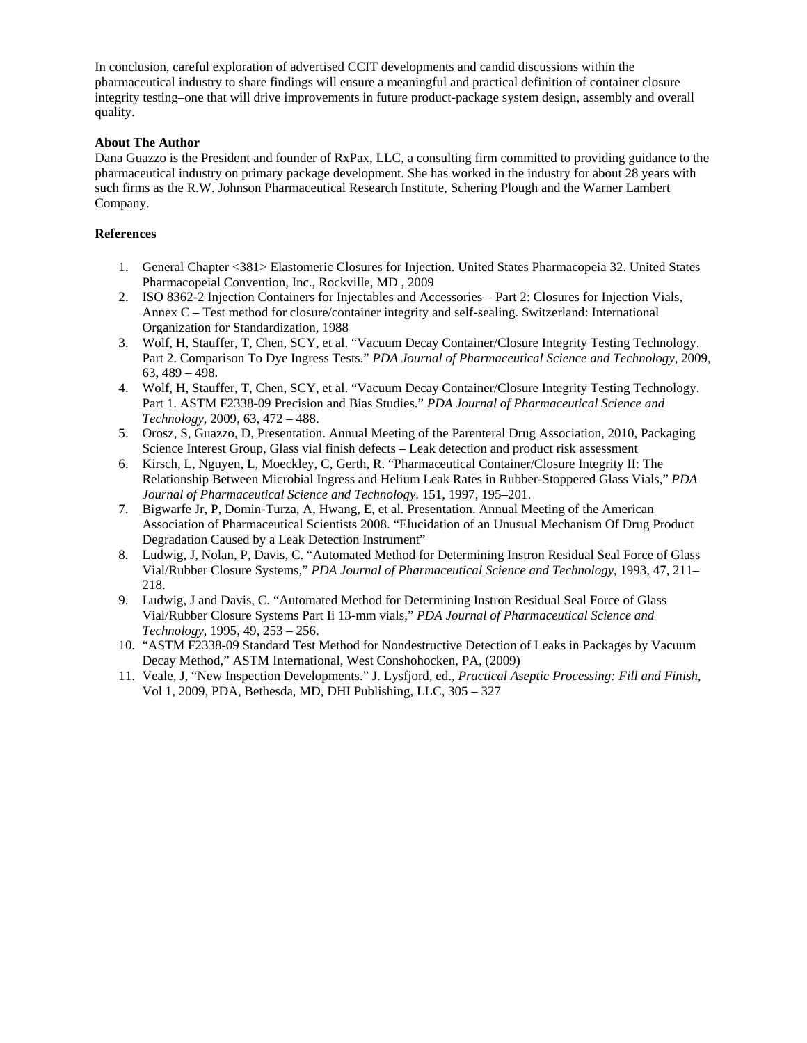In conclusion, careful exploration of advertised CCIT developments and candid discussions within the pharmaceutical industry to share findings will ensure a meaningful and practical definition of container closure integrity testing–one that will drive improvements in future product-package system design, assembly and overall quality.

**About The Author**

Dana Guazzo is the President and founder of RxPax, LLC, a consulting firm committed to providing guidance to the pharmaceutical industry on primary package development. She has worked in the industry for about 28 years with such firms as the R.W. Johnson Pharmaceutical Research Institute, Schering Plough and the Warner Lambert Company.

**References**

1. General Chapter <381> Elastomeric Closures for Injection. United States Pharmacopeia 32. United States Pharmacopeial Convention, Inc., Rockville, MD , 2009
2. ISO 8362-2 Injection Containers for Injectables and Accessories – Part 2: Closures for Injection Vials, Annex C – Test method for closure/container integrity and self-sealing. Switzerland: International Organization for Standardization, 1988
3. Wolf, H, Stauffer, T, Chen, SCY, et al. "Vacuum Decay Container/Closure Integrity Testing Technology. Part 2. Comparison To Dye Ingress Tests." *PDA Journal of Pharmaceutical Science and Technology*, 2009, 63, 489 – 498.
4. Wolf, H, Stauffer, T, Chen, SCY, et al. "Vacuum Decay Container/Closure Integrity Testing Technology. Part 1. ASTM F2338-09 Precision and Bias Studies." *PDA Journal of Pharmaceutical Science and Technology*, 2009, 63, 472 – 488.
5. Orosz, S, Guazzo, D, Presentation. Annual Meeting of the Parenteral Drug Association, 2010, Packaging Science Interest Group, Glass vial finish defects – Leak detection and product risk assessment
6. Kirsch, L, Nguyen, L, Moeckley, C, Gerth, R. "Pharmaceutical Container/Closure Integrity II: The Relationship Between Microbial Ingress and Helium Leak Rates in Rubber-Stoppered Glass Vials," *PDA Journal of Pharmaceutical Science and Technology*. 151, 1997, 195–201.
7. Bigwarfe Jr, P, Domin-Turza, A, Hwang, E, et al. Presentation. Annual Meeting of the American Association of Pharmaceutical Scientists 2008. "Elucidation of an Unusual Mechanism Of Drug Product Degradation Caused by a Leak Detection Instrument"
8. Ludwig, J, Nolan, P, Davis, C. "Automated Method for Determining Instron Residual Seal Force of Glass Vial/Rubber Closure Systems," *PDA Journal of Pharmaceutical Science and Technology*, 1993, 47, 211–218.
9. Ludwig, J and Davis, C. "Automated Method for Determining Instron Residual Seal Force of Glass Vial/Rubber Closure Systems Part Ii 13-mm vials," *PDA Journal of Pharmaceutical Science and Technology*, 1995, 49, 253 – 256.
10. "ASTM F2338-09 Standard Test Method for Nondestructive Detection of Leaks in Packages by Vacuum Decay Method," ASTM International, West Conshohocken, PA, (2009)
11. Veale, J, "New Inspection Developments." J. Lysfjord, ed., *Practical Aseptic Processing: Fill and Finish*, Vol 1, 2009, PDA, Bethesda, MD, DHI Publishing, LLC, 305 – 327